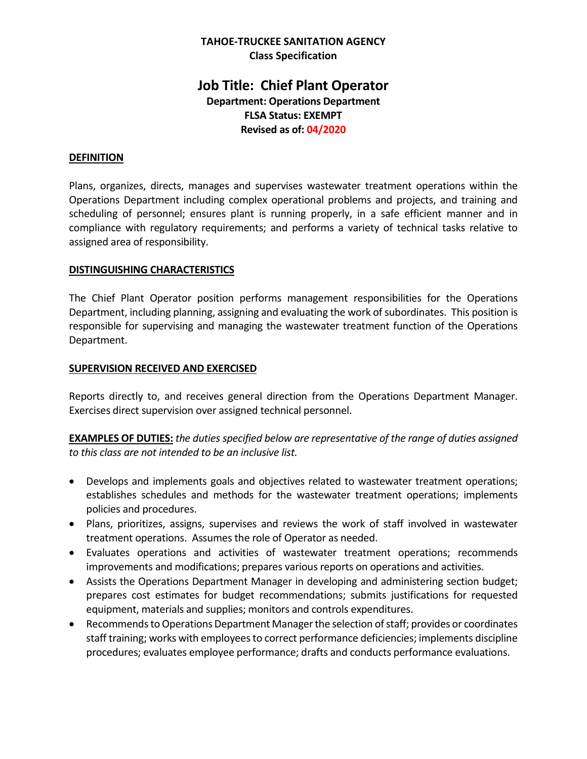**TAHOE-TRUCKEE SANITATION AGENCY**
**Class Specification**

# Job Title: Chief Plant Operator

**Department: Operations Department**
**FLSA Status: EXEMPT**
**Revised as of: 04/2020**

## DEFINITION

Plans, organizes, directs, manages and supervises wastewater treatment operations within the Operations Department including complex operational problems and projects, and training and scheduling of personnel; ensures plant is running properly, in a safe efficient manner and in compliance with regulatory requirements; and performs a variety of technical tasks relative to assigned area of responsibility.

## DISTINGUISHING CHARACTERISTICS

The Chief Plant Operator position performs management responsibilities for the Operations Department, including planning, assigning and evaluating the work of subordinates. This position is responsible for supervising and managing the wastewater treatment function of the Operations Department.

## SUPERVISION RECEIVED AND EXERCISED

Reports directly to, and receives general direction from the Operations Department Manager. Exercises direct supervision over assigned technical personnel.

**EXAMPLES OF DUTIES:** *the duties specified below are representative of the range of duties assigned to this class are not intended to be an inclusive list.*

- Develops and implements goals and objectives related to wastewater treatment operations; establishes schedules and methods for the wastewater treatment operations; implements policies and procedures.
- Plans, prioritizes, assigns, supervises and reviews the work of staff involved in wastewater treatment operations. Assumes the role of Operator as needed.
- Evaluates operations and activities of wastewater treatment operations; recommends improvements and modifications; prepares various reports on operations and activities.
- Assists the Operations Department Manager in developing and administering section budget; prepares cost estimates for budget recommendations; submits justifications for requested equipment, materials and supplies; monitors and controls expenditures.
- Recommends to Operations Department Manager the selection of staff; provides or coordinates staff training; works with employees to correct performance deficiencies; implements discipline procedures; evaluates employee performance; drafts and conducts performance evaluations.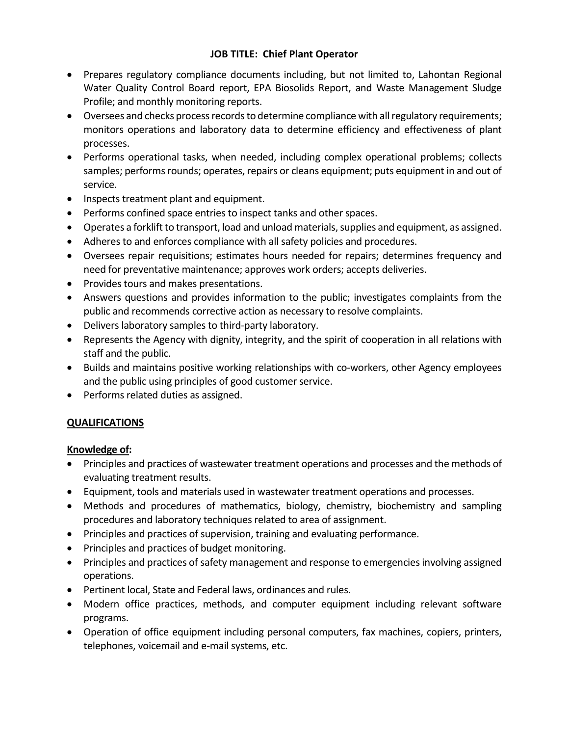**JOB TITLE: Chief Plant Operator**

- Prepares regulatory compliance documents including, but not limited to, Lahontan Regional Water Quality Control Board report, EPA Biosolids Report, and Waste Management Sludge Profile; and monthly monitoring reports.
- Oversees and checks process records to determine compliance with all regulatory requirements; monitors operations and laboratory data to determine efficiency and effectiveness of plant processes.
- Performs operational tasks, when needed, including complex operational problems; collects samples; performs rounds; operates, repairs or cleans equipment; puts equipment in and out of service.
- Inspects treatment plant and equipment.
- Performs confined space entries to inspect tanks and other spaces.
- Operates a forklift to transport, load and unload materials, supplies and equipment, as assigned.
- Adheres to and enforces compliance with all safety policies and procedures.
- Oversees repair requisitions; estimates hours needed for repairs; determines frequency and need for preventative maintenance; approves work orders; accepts deliveries.
- Provides tours and makes presentations.
- Answers questions and provides information to the public; investigates complaints from the public and recommends corrective action as necessary to resolve complaints.
- Delivers laboratory samples to third-party laboratory.
- Represents the Agency with dignity, integrity, and the spirit of cooperation in all relations with staff and the public.
- Builds and maintains positive working relationships with co-workers, other Agency employees and the public using principles of good customer service.
- Performs related duties as assigned.

**QUALIFICATIONS**

**Knowledge of:**

- Principles and practices of wastewater treatment operations and processes and the methods of evaluating treatment results.
- Equipment, tools and materials used in wastewater treatment operations and processes.
- Methods and procedures of mathematics, biology, chemistry, biochemistry and sampling procedures and laboratory techniques related to area of assignment.
- Principles and practices of supervision, training and evaluating performance.
- Principles and practices of budget monitoring.
- Principles and practices of safety management and response to emergencies involving assigned operations.
- Pertinent local, State and Federal laws, ordinances and rules.
- Modern office practices, methods, and computer equipment including relevant software programs.
- Operation of office equipment including personal computers, fax machines, copiers, printers, telephones, voicemail and e-mail systems, etc.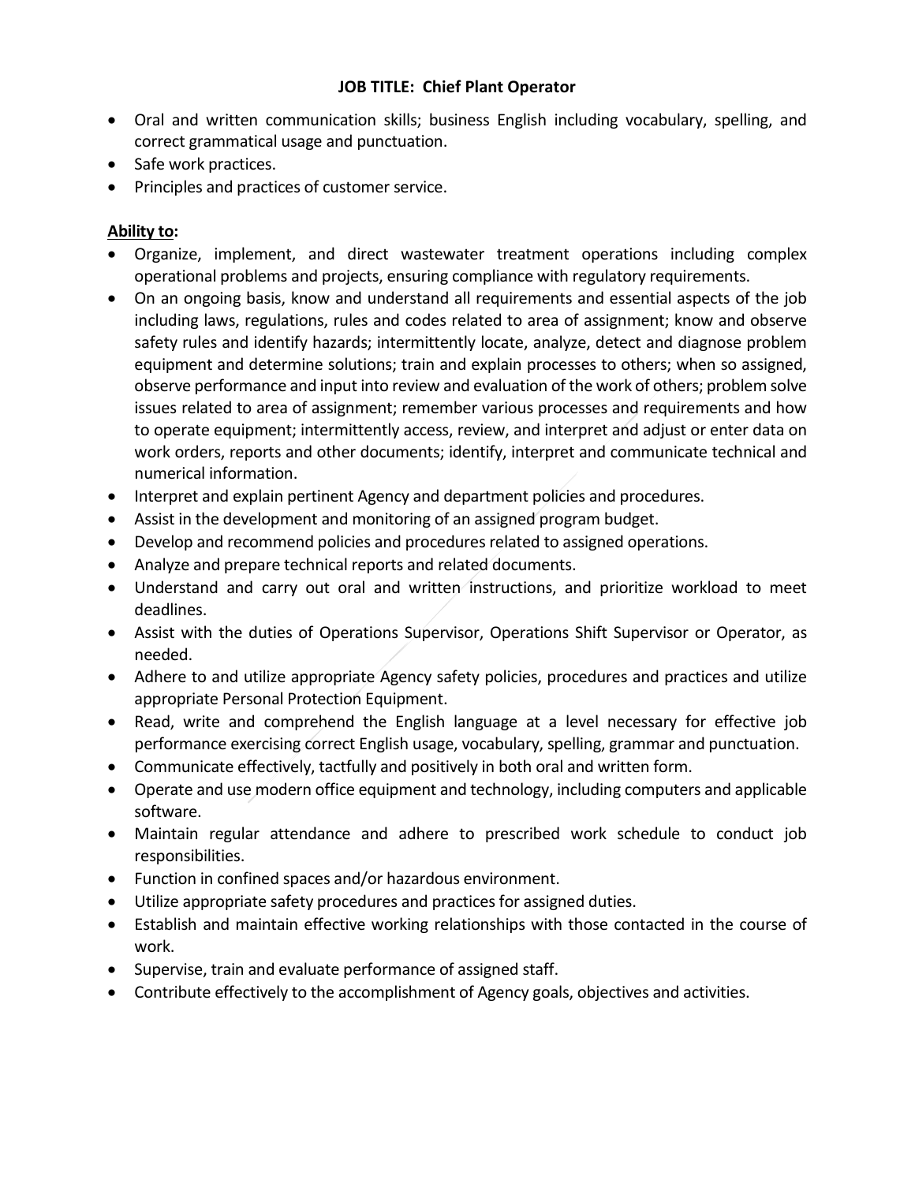- Oral and written communication skills; business English including vocabulary, spelling, and correct grammatical usage and punctuation.
- Safe work practices.
- Principles and practices of customer service.

**Ability to:**

- Organize, implement, and direct wastewater treatment operations including complex operational problems and projects, ensuring compliance with regulatory requirements.
- On an ongoing basis, know and understand all requirements and essential aspects of the job including laws, regulations, rules and codes related to area of assignment; know and observe safety rules and identify hazards; intermittently locate, analyze, detect and diagnose problem equipment and determine solutions; train and explain processes to others; when so assigned, observe performance and input into review and evaluation of the work of others; problem solve issues related to area of assignment; remember various processes and requirements and how to operate equipment; intermittently access, review, and interpret and adjust or enter data on work orders, reports and other documents; identify, interpret and communicate technical and numerical information.
- Interpret and explain pertinent Agency and department policies and procedures.
- Assist in the development and monitoring of an assigned program budget.
- Develop and recommend policies and procedures related to assigned operations.
- Analyze and prepare technical reports and related documents.
- Understand and carry out oral and written instructions, and prioritize workload to meet deadlines.
- Assist with the duties of Operations Supervisor, Operations Shift Supervisor or Operator, as needed.
- Adhere to and utilize appropriate Agency safety policies, procedures and practices and utilize appropriate Personal Protection Equipment.
- Read, write and comprehend the English language at a level necessary for effective job performance exercising correct English usage, vocabulary, spelling, grammar and punctuation.
- Communicate effectively, tactfully and positively in both oral and written form.
- Operate and use modern office equipment and technology, including computers and applicable software.
- Maintain regular attendance and adhere to prescribed work schedule to conduct job responsibilities.
- Function in confined spaces and/or hazardous environment.
- Utilize appropriate safety procedures and practices for assigned duties.
- Establish and maintain effective working relationships with those contacted in the course of work.
- Supervise, train and evaluate performance of assigned staff.
- Contribute effectively to the accomplishment of Agency goals, objectives and activities.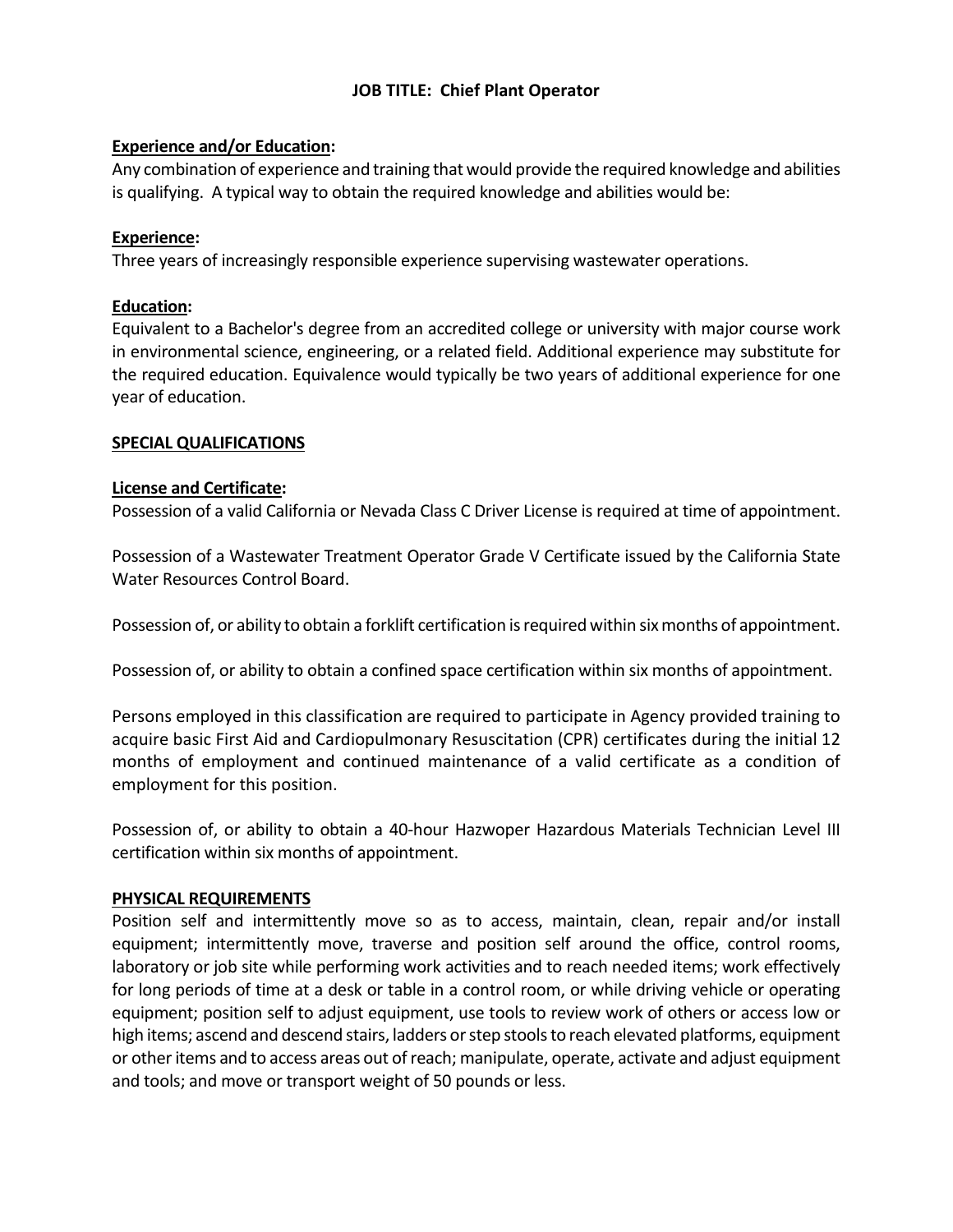**JOB TITLE: Chief Plant Operator**

**Experience and/or Education:**

Any combination of experience and training that would provide the required knowledge and abilities is qualifying. A typical way to obtain the required knowledge and abilities would be:

**Experience:**

Three years of increasingly responsible experience supervising wastewater operations.

**Education:**

Equivalent to a Bachelor's degree from an accredited college or university with major course work in environmental science, engineering, or a related field. Additional experience may substitute for the required education. Equivalence would typically be two years of additional experience for one year of education.

**SPECIAL QUALIFICATIONS**

**License and Certificate:**

Possession of a valid California or Nevada Class C Driver License is required at time of appointment.

Possession of a Wastewater Treatment Operator Grade V Certificate issued by the California State Water Resources Control Board.

Possession of, or ability to obtain a forklift certification is required within six months of appointment.

Possession of, or ability to obtain a confined space certification within six months of appointment.

Persons employed in this classification are required to participate in Agency provided training to acquire basic First Aid and Cardiopulmonary Resuscitation (CPR) certificates during the initial 12 months of employment and continued maintenance of a valid certificate as a condition of employment for this position.

Possession of, or ability to obtain a 40-hour Hazwoper Hazardous Materials Technician Level III certification within six months of appointment.

**PHYSICAL REQUIREMENTS**

Position self and intermittently move so as to access, maintain, clean, repair and/or install equipment; intermittently move, traverse and position self around the office, control rooms, laboratory or job site while performing work activities and to reach needed items; work effectively for long periods of time at a desk or table in a control room, or while driving vehicle or operating equipment; position self to adjust equipment, use tools to review work of others or access low or high items; ascend and descend stairs, ladders or step stools to reach elevated platforms, equipment or other items and to access areas out of reach; manipulate, operate, activate and adjust equipment and tools; and move or transport weight of 50 pounds or less.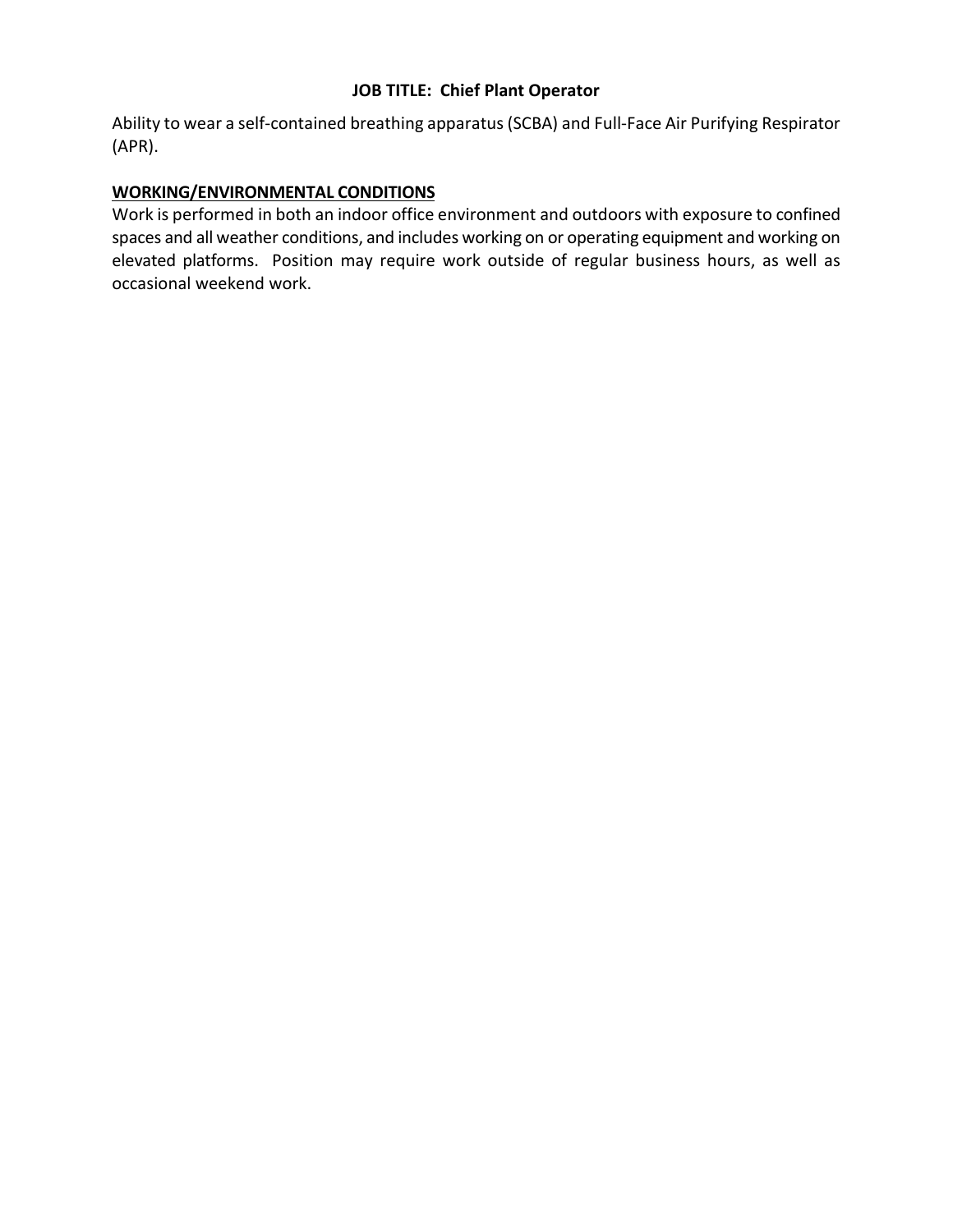**JOB TITLE: Chief Plant Operator**

Ability to wear a self-contained breathing apparatus (SCBA) and Full-Face Air Purifying Respirator (APR).

**WORKING/ENVIRONMENTAL CONDITIONS**

Work is performed in both an indoor office environment and outdoors with exposure to confined spaces and all weather conditions, and includes working on or operating equipment and working on elevated platforms. Position may require work outside of regular business hours, as well as occasional weekend work.